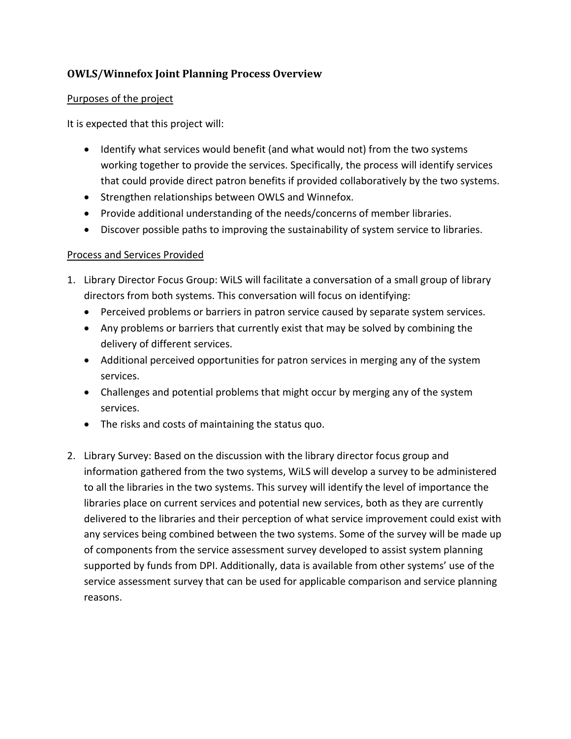# OWLS/Winnefox Joint Planning Process Overview

Purposes of the project

It is expected that this project will:

- Identify what services would benefit (and what would not) from the two systems working together to provide the services. Specifically, the process will identify services that could provide direct patron benefits if provided collaboratively by the two systems.
- Strengthen relationships between OWLS and Winnefox.
- Provide additional understanding of the needs/concerns of member libraries.
- Discover possible paths to improving the sustainability of system service to libraries.

Process and Services Provided

1. Library Director Focus Group: WiLS will facilitate a conversation of a small group of library directors from both systems. This conversation will focus on identifying:
   - Perceived problems or barriers in patron service caused by separate system services.
   - Any problems or barriers that currently exist that may be solved by combining the delivery of different services.
   - Additional perceived opportunities for patron services in merging any of the system services.
   - Challenges and potential problems that might occur by merging any of the system services.
   - The risks and costs of maintaining the status quo.

2. Library Survey: Based on the discussion with the library director focus group and information gathered from the two systems, WiLS will develop a survey to be administered to all the libraries in the two systems. This survey will identify the level of importance the libraries place on current services and potential new services, both as they are currently delivered to the libraries and their perception of what service improvement could exist with any services being combined between the two systems. Some of the survey will be made up of components from the service assessment survey developed to assist system planning supported by funds from DPI. Additionally, data is available from other systems' use of the service assessment survey that can be used for applicable comparison and service planning reasons.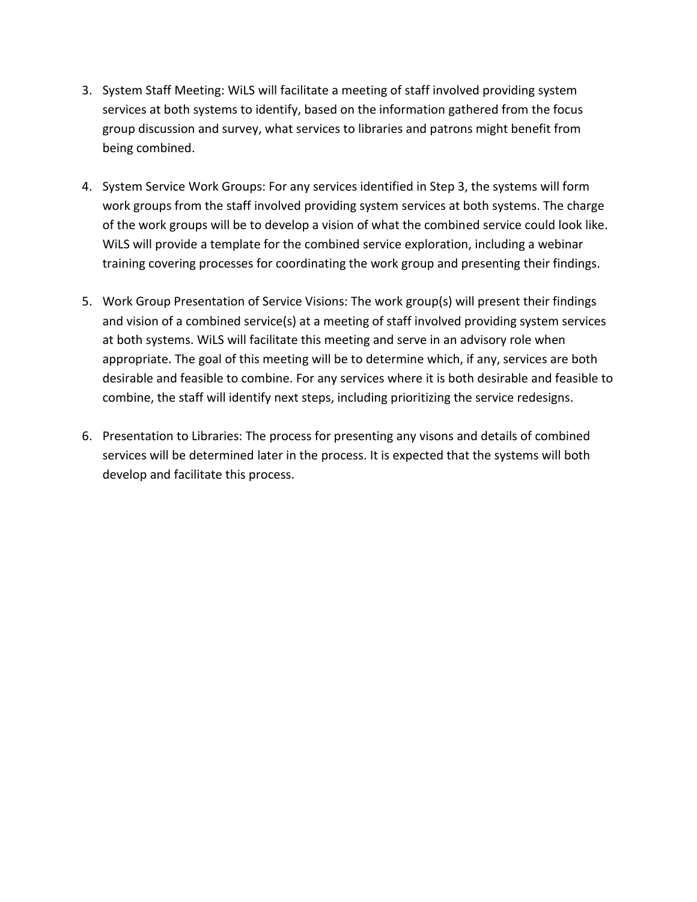3. System Staff Meeting: WiLS will facilitate a meeting of staff involved providing system services at both systems to identify, based on the information gathered from the focus group discussion and survey, what services to libraries and patrons might benefit from being combined.

4. System Service Work Groups: For any services identified in Step 3, the systems will form work groups from the staff involved providing system services at both systems. The charge of the work groups will be to develop a vision of what the combined service could look like. WiLS will provide a template for the combined service exploration, including a webinar training covering processes for coordinating the work group and presenting their findings.

5. Work Group Presentation of Service Visions: The work group(s) will present their findings and vision of a combined service(s) at a meeting of staff involved providing system services at both systems. WiLS will facilitate this meeting and serve in an advisory role when appropriate. The goal of this meeting will be to determine which, if any, services are both desirable and feasible to combine. For any services where it is both desirable and feasible to combine, the staff will identify next steps, including prioritizing the service redesigns.

6. Presentation to Libraries: The process for presenting any visons and details of combined services will be determined later in the process. It is expected that the systems will both develop and facilitate this process.